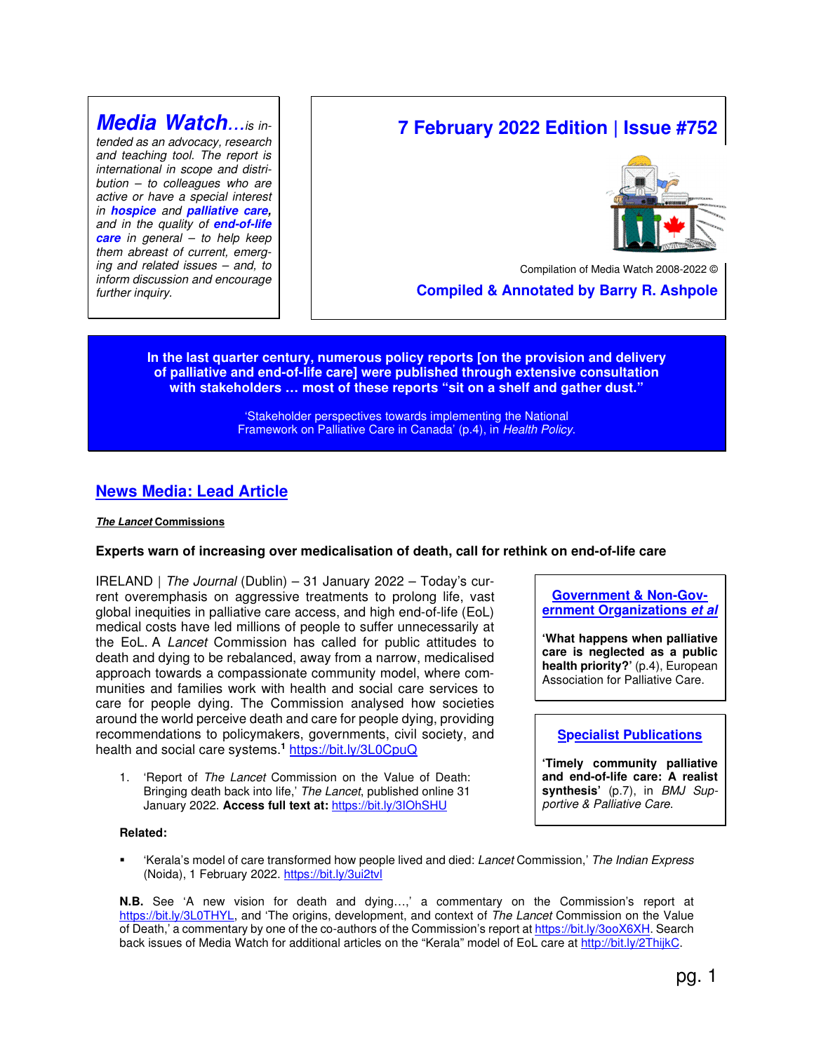**Media Watch**...*is intended as an advocacy, research and teaching tool. The report is international in scope and distribution – to colleagues who are active or have a special interest in **hospice** and **palliative care**, and in the quality of **end-of-life care** in general – to help keep them abreast of current, emerging and related issues – and, to inform discussion and encourage further inquiry.*

# 7 February 2022 Edition | Issue #752

Compilation of Media Watch 2008-2022 ©

**Compiled & Annotated by Barry R. Ashpole**

> **In the last quarter century, numerous policy reports [on the provision and delivery of palliative and end-of-life care] were published through extensive consultation with stakeholders … most of these reports "sit on a shelf and gather dust."**
>
> 'Stakeholder perspectives towards implementing the National Framework on Palliative Care in Canada' (p.4), in *Health Policy.*

## News Media: Lead Article

***The Lancet* Commissions**

### Experts warn of increasing over medicalisation of death, call for rethink on end-of-life care

IRELAND | *The Journal* (Dublin) – 31 January 2022 – Today's current overemphasis on aggressive treatments to prolong life, vast global inequities in palliative care access, and high end-of-life (EoL) medical costs have led millions of people to suffer unnecessarily at the EoL. A *Lancet* Commission has called for public attitudes to death and dying to be rebalanced, away from a narrow, medicalised approach towards a compassionate community model, where communities and families work with health and social care services to care for people dying. The Commission analysed how societies around the world perceive death and care for people dying, providing recommendations to policymakers, governments, civil society, and health and social care systems.[1] https://bit.ly/3L0CpuQ

1. 'Report of *The Lancet* Commission on the Value of Death: Bringing death back into life,' *The Lancet*, published online 31 January 2022. **Access full text at:** https://bit.ly/3IOhSHU

**Related:**

- 'Kerala's model of care transformed how people lived and died: *Lancet* Commission,' *The Indian Express* (Noida), 1 February 2022. https://bit.ly/3ui2tvl

**N.B.** See 'A new vision for death and dying…,' a commentary on the Commission's report at https://bit.ly/3L0THYL, and 'The origins, development, and context of *The Lancet* Commission on the Value of Death,' a commentary by one of the co-authors of the Commission's report at https://bit.ly/3ooX6XH. Search back issues of Media Watch for additional articles on the "Kerala" model of EoL care at http://bit.ly/2ThijkC.

**Government & Non-Government Organizations *et al***

**'What happens when palliative care is neglected as a public health priority?'** (p.4), European Association for Palliative Care.

**Specialist Publications**

**'Timely community palliative and end-of-life care: A realist synthesis'** (p.7), in *BMJ Supportive & Palliative Care.*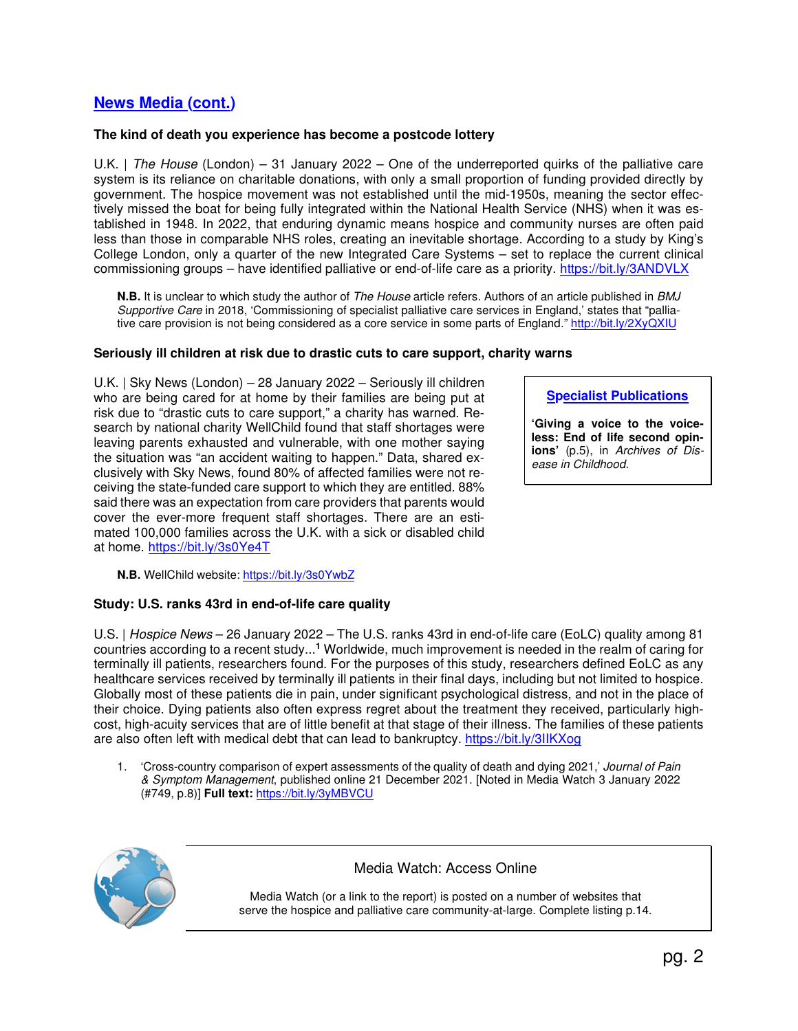## News Media (cont.)

### The kind of death you experience has become a postcode lottery

U.K. | *The House* (London) – 31 January 2022 – One of the underreported quirks of the palliative care system is its reliance on charitable donations, with only a small proportion of funding provided directly by government. The hospice movement was not established until the mid-1950s, meaning the sector effectively missed the boat for being fully integrated within the National Health Service (NHS) when it was established in 1948. In 2022, that enduring dynamic means hospice and community nurses are often paid less than those in comparable NHS roles, creating an inevitable shortage. According to a study by King's College London, only a quarter of the new Integrated Care Systems – set to replace the current clinical commissioning groups – have identified palliative or end-of-life care as a priority. https://bit.ly/3ANDVLX

> **N.B.** It is unclear to which study the author of *The House* article refers. Authors of an article published in *BMJ Supportive Care* in 2018, 'Commissioning of specialist palliative care services in England,' states that "palliative care provision is not being considered as a core service in some parts of England." http://bit.ly/2XyQXIU

### Seriously ill children at risk due to drastic cuts to care support, charity warns

U.K. | Sky News (London) – 28 January 2022 – Seriously ill children who are being cared for at home by their families are being put at risk due to "drastic cuts to care support," a charity has warned. Research by national charity WellChild found that staff shortages were leaving parents exhausted and vulnerable, with one mother saying the situation was "an accident waiting to happen." Data, shared exclusively with Sky News, found 80% of affected families were not receiving the state-funded care support to which they are entitled. 88% said there was an expectation from care providers that parents would cover the ever-more frequent staff shortages. There are an estimated 100,000 families across the U.K. with a sick or disabled child at home. https://bit.ly/3s0Ye4T

> **N.B.** WellChild website: https://bit.ly/3s0YwbZ

**Specialist Publications**

**'Giving a voice to the voiceless: End of life second opinions'** (p.5), in *Archives of Disease in Childhood.*

### Study: U.S. ranks 43rd in end-of-life care quality

U.S. | *Hospice News* – 26 January 2022 – The U.S. ranks 43rd in end-of-life care (EoLC) quality among 81 countries according to a recent study...[1] Worldwide, much improvement is needed in the realm of caring for terminally ill patients, researchers found. For the purposes of this study, researchers defined EoLC as any healthcare services received by terminally ill patients in their final days, including but not limited to hospice. Globally most of these patients die in pain, under significant psychological distress, and not in the place of their choice. Dying patients also often express regret about the treatment they received, particularly high-cost, high-acuity services that are of little benefit at that stage of their illness. The families of these patients are also often left with medical debt that can lead to bankruptcy. https://bit.ly/3IlKXog

1. 'Cross-country comparison of expert assessments of the quality of death and dying 2021,' *Journal of Pain & Symptom Management*, published online 21 December 2021. [Noted in Media Watch 3 January 2022 (#749, p.8)] **Full text:** https://bit.ly/3yMBVCU

**Media Watch: Access Online**

Media Watch (or a link to the report) is posted on a number of websites that serve the hospice and palliative care community-at-large. Complete listing p.14.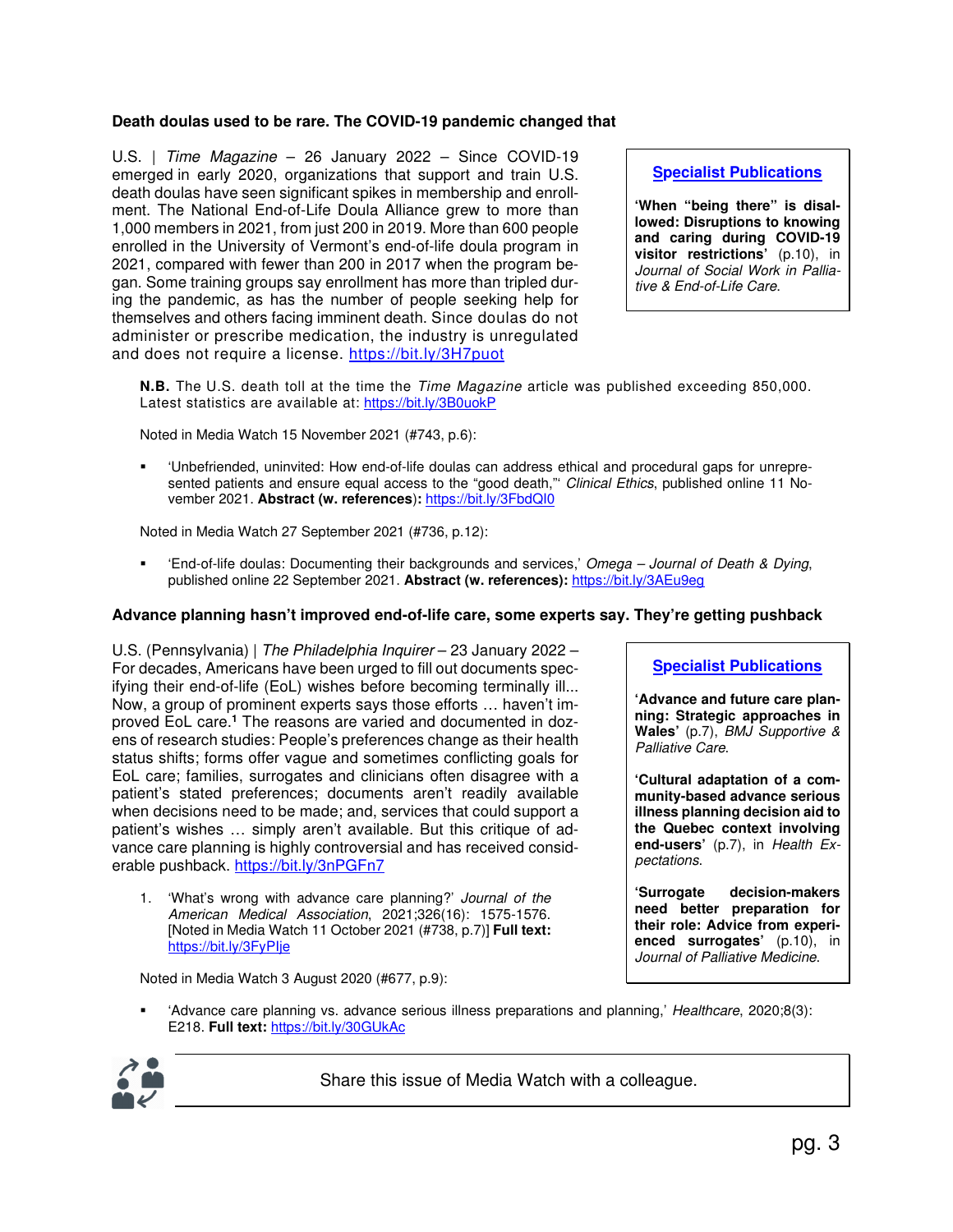### Death doulas used to be rare. The COVID-19 pandemic changed that

U.S. | *Time Magazine* – 26 January 2022 – Since COVID-19 emerged in early 2020, organizations that support and train U.S. death doulas have seen significant spikes in membership and enrollment. The National End-of-Life Doula Alliance grew to more than 1,000 members in 2021, from just 200 in 2019. More than 600 people enrolled in the University of Vermont's end-of-life doula program in 2021, compared with fewer than 200 in 2017 when the program began. Some training groups say enrollment has more than tripled during the pandemic, as has the number of people seeking help for themselves and others facing imminent death. Since doulas do not administer or prescribe medication, the industry is unregulated and does not require a license. https://bit.ly/3H7puot

> **Specialist Publications**
>
> **'When "being there" is disallowed: Disruptions to knowing and caring during COVID-19 visitor restrictions'** (p.10), in *Journal of Social Work in Palliative & End-of-Life Care.*

**N.B.** The U.S. death toll at the time the *Time Magazine* article was published exceeding 850,000. Latest statistics are available at: https://bit.ly/3B0uokP

Noted in Media Watch 15 November 2021 (#743, p.6):

- 'Unbefriended, uninvited: How end-of-life doulas can address ethical and procedural gaps for unrepresented patients and ensure equal access to the "good death,"' *Clinical Ethics*, published online 11 November 2021. **Abstract (w. references):** https://bit.ly/3FbdQI0

Noted in Media Watch 27 September 2021 (#736, p.12):

- 'End-of-life doulas: Documenting their backgrounds and services,' *Omega – Journal of Death & Dying*, published online 22 September 2021. **Abstract (w. references):** https://bit.ly/3AEu9eg

### Advance planning hasn't improved end-of-life care, some experts say. They're getting pushback

U.S. (Pennsylvania) | *The Philadelphia Inquirer* – 23 January 2022 – For decades, Americans have been urged to fill out documents specifying their end-of-life (EoL) wishes before becoming terminally ill... Now, a group of prominent experts says those efforts … haven't improved EoL care.[1] The reasons are varied and documented in dozens of research studies: People's preferences change as their health status shifts; forms offer vague and sometimes conflicting goals for EoL care; families, surrogates and clinicians often disagree with a patient's stated preferences; documents aren't readily available when decisions need to be made; and, services that could support a patient's wishes … simply aren't available. But this critique of advance care planning is highly controversial and has received considerable pushback. https://bit.ly/3nPGFn7

1. 'What's wrong with advance care planning?' *Journal of the American Medical Association*, 2021;326(16): 1575-1576. [Noted in Media Watch 11 October 2021 (#738, p.7)] **Full text:** https://bit.ly/3FyPIje

> **Specialist Publications**
>
> **'Advance and future care planning: Strategic approaches in Wales'** (p.7), *BMJ Supportive & Palliative Care.*
>
> **'Cultural adaptation of a community-based advance serious illness planning decision aid to the Quebec context involving end-users'** (p.7), in *Health Expectations.*
>
> **'Surrogate decision-makers need better preparation for their role: Advice from experienced surrogates'** (p.10), in *Journal of Palliative Medicine.*

Noted in Media Watch 3 August 2020 (#677, p.9):

- 'Advance care planning vs. advance serious illness preparations and planning,' *Healthcare*, 2020;8(3): E218. **Full text:** https://bit.ly/30GUkAc

Share this issue of Media Watch with a colleague.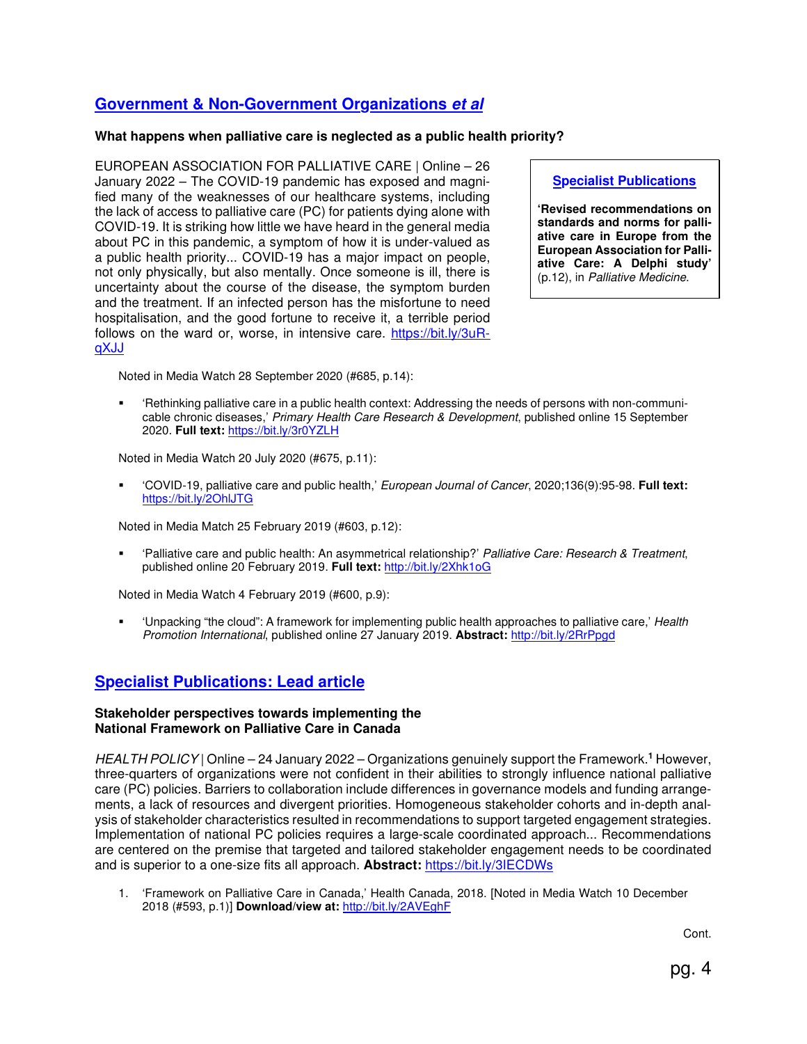## Government & Non-Government Organizations *et al*

**What happens when palliative care is neglected as a public health priority?**

EUROPEAN ASSOCIATION FOR PALLIATIVE CARE | Online – 26 January 2022 – The COVID-19 pandemic has exposed and magnified many of the weaknesses of our healthcare systems, including the lack of access to palliative care (PC) for patients dying alone with COVID-19. It is striking how little we have heard in the general media about PC in this pandemic, a symptom of how it is under-valued as a public health priority... COVID-19 has a major impact on people, not only physically, but also mentally. Once someone is ill, there is uncertainty about the course of the disease, the symptom burden and the treatment. If an infected person has the misfortune to need hospitalisation, and the good fortune to receive it, a terrible period follows on the ward or, worse, in intensive care. https://bit.ly/3uR-qXJJ

> **Specialist Publications**
>
> **'Revised recommendations on standards and norms for palliative care in Europe from the European Association for Palliative Care: A Delphi study'** (p.12), in *Palliative Medicine*.

Noted in Media Watch 28 September 2020 (#685, p.14):

- 'Rethinking palliative care in a public health context: Addressing the needs of persons with non-communicable chronic diseases,' *Primary Health Care Research & Development*, published online 15 September 2020. **Full text:** https://bit.ly/3r0YZLH

Noted in Media Watch 20 July 2020 (#675, p.11):

- 'COVID-19, palliative care and public health,' *European Journal of Cancer*, 2020;136(9):95-98. **Full text:** https://bit.ly/2OhlJTG

Noted in Media Match 25 February 2019 (#603, p.12):

- 'Palliative care and public health: An asymmetrical relationship?' *Palliative Care: Research & Treatment*, published online 20 February 2019. **Full text:** http://bit.ly/2Xhk1oG

Noted in Media Watch 4 February 2019 (#600, p.9):

- 'Unpacking "the cloud": A framework for implementing public health approaches to palliative care,' *Health Promotion International*, published online 27 January 2019. **Abstract:** http://bit.ly/2RrPpgd

## Specialist Publications: Lead article

**Stakeholder perspectives towards implementing the National Framework on Palliative Care in Canada**

*HEALTH POLICY* | Online – 24 January 2022 – Organizations genuinely support the Framework.[1] However, three-quarters of organizations were not confident in their abilities to strongly influence national palliative care (PC) policies. Barriers to collaboration include differences in governance models and funding arrangements, a lack of resources and divergent priorities. Homogeneous stakeholder cohorts and in-depth analysis of stakeholder characteristics resulted in recommendations to support targeted engagement strategies. Implementation of national PC policies requires a large-scale coordinated approach... Recommendations are centered on the premise that targeted and tailored stakeholder engagement needs to be coordinated and is superior to a one-size fits all approach. **Abstract:** https://bit.ly/3IECDWs

1. 'Framework on Palliative Care in Canada,' Health Canada, 2018. [Noted in Media Watch 10 December 2018 (#593, p.1)] **Download/view at:** http://bit.ly/2AVEghF

Cont.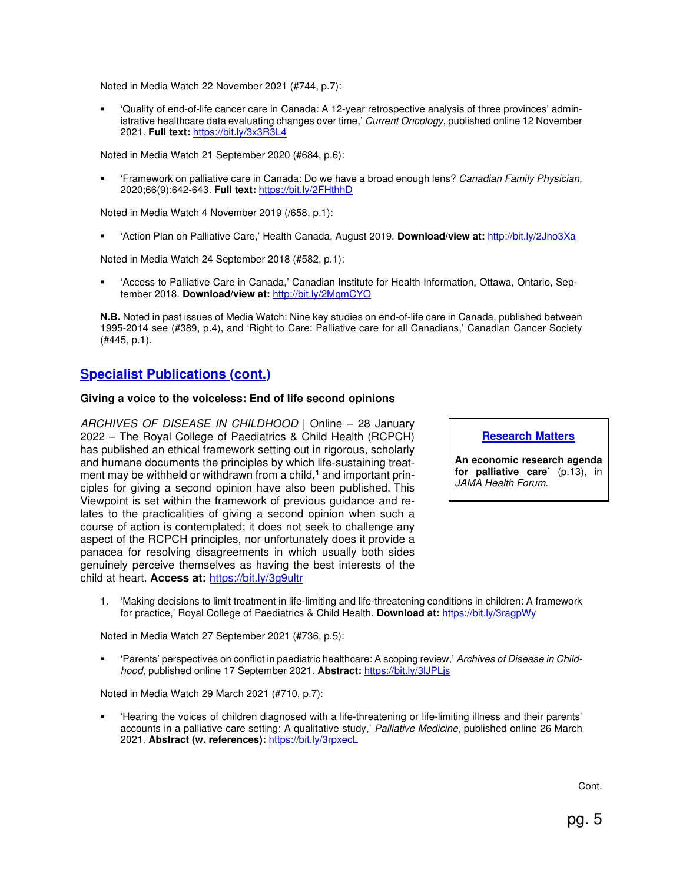Noted in Media Watch 22 November 2021 (#744, p.7):

- 'Quality of end-of-life cancer care in Canada: A 12-year retrospective analysis of three provinces' administrative healthcare data evaluating changes over time,' *Current Oncology*, published online 12 November 2021. **Full text:** https://bit.ly/3x3R3L4

Noted in Media Watch 21 September 2020 (#684, p.6):

- 'Framework on palliative care in Canada: Do we have a broad enough lens? *Canadian Family Physician*, 2020;66(9):642-643. **Full text:** https://bit.ly/2FHthhD

Noted in Media Watch 4 November 2019 (/658, p.1):

- 'Action Plan on Palliative Care,' Health Canada, August 2019. **Download/view at:** http://bit.ly/2Jno3Xa

Noted in Media Watch 24 September 2018 (#582, p.1):

- 'Access to Palliative Care in Canada,' Canadian Institute for Health Information, Ottawa, Ontario, September 2018. **Download/view at:** http://bit.ly/2MqmCYO

**N.B.** Noted in past issues of Media Watch: Nine key studies on end-of-life care in Canada, published between 1995-2014 see (#389, p.4), and 'Right to Care: Palliative care for all Canadians,' Canadian Cancer Society (#445, p.1).

## Specialist Publications (cont.)

### Giving a voice to the voiceless: End of life second opinions

*ARCHIVES OF DISEASE IN CHILDHOOD* | Online – 28 January 2022 – The Royal College of Paediatrics & Child Health (RCPCH) has published an ethical framework setting out in rigorous, scholarly and humane documents the principles by which life-sustaining treatment may be withheld or withdrawn from a child,[1] and important principles for giving a second opinion have also been published. This Viewpoint is set within the framework of previous guidance and relates to the practicalities of giving a second opinion when such a course of action is contemplated; it does not seek to challenge any aspect of the RCPCH principles, nor unfortunately does it provide a panacea for resolving disagreements in which usually both sides genuinely perceive themselves as having the best interests of the child at heart. **Access at:** https://bit.ly/3g9ultr

**Research Matters**

**An economic research agenda for palliative care'** (p.13), in *JAMA Health Forum*.

1. 'Making decisions to limit treatment in life-limiting and life-threatening conditions in children: A framework for practice,' Royal College of Paediatrics & Child Health. **Download at:** https://bit.ly/3ragpWy

Noted in Media Watch 27 September 2021 (#736, p.5):

- 'Parents' perspectives on conflict in paediatric healthcare: A scoping review,' *Archives of Disease in Childhood*, published online 17 September 2021. **Abstract:** https://bit.ly/3lJPLjs

Noted in Media Watch 29 March 2021 (#710, p.7):

- 'Hearing the voices of children diagnosed with a life-threatening or life-limiting illness and their parents' accounts in a palliative care setting: A qualitative study,' *Palliative Medicine*, published online 26 March 2021. **Abstract (w. references):** https://bit.ly/3rpxecL

Cont.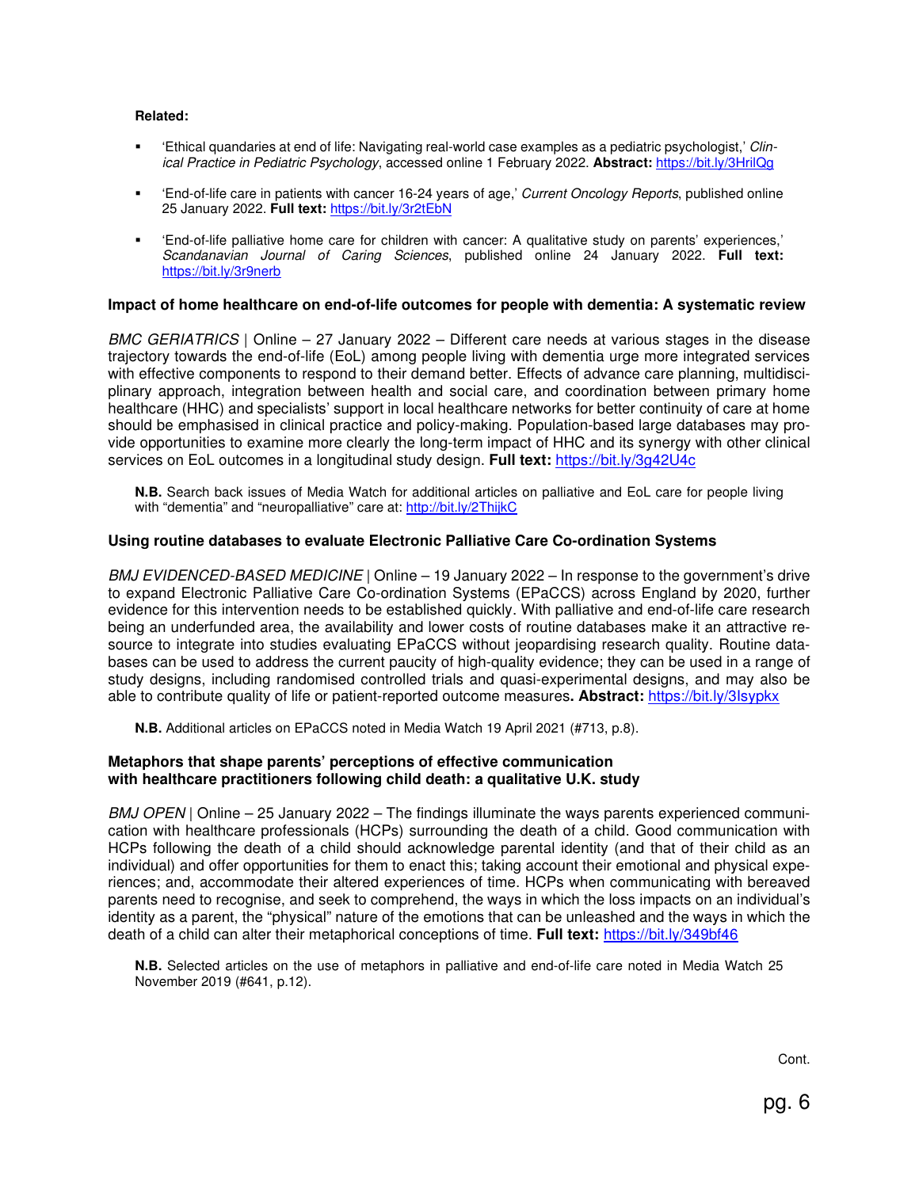**Related:**

- 'Ethical quandaries at end of life: Navigating real-world case examples as a pediatric psychologist,' *Clinical Practice in Pediatric Psychology*, accessed online 1 February 2022. **Abstract:** https://bit.ly/3HrilQg

- 'End-of-life care in patients with cancer 16-24 years of age,' *Current Oncology Reports*, published online 25 January 2022. **Full text:** https://bit.ly/3r2tEbN

- 'End-of-life palliative home care for children with cancer: A qualitative study on parents' experiences,' *Scandanavian Journal of Caring Sciences*, published online 24 January 2022. **Full text:** https://bit.ly/3r9nerb

### Impact of home healthcare on end-of-life outcomes for people with dementia: A systematic review

*BMC GERIATRICS* | Online – 27 January 2022 – Different care needs at various stages in the disease trajectory towards the end-of-life (EoL) among people living with dementia urge more integrated services with effective components to respond to their demand better. Effects of advance care planning, multidisciplinary approach, integration between health and social care, and coordination between primary home healthcare (HHC) and specialists' support in local healthcare networks for better continuity of care at home should be emphasised in clinical practice and policy-making. Population-based large databases may provide opportunities to examine more clearly the long-term impact of HHC and its synergy with other clinical services on EoL outcomes in a longitudinal study design. **Full text:** https://bit.ly/3g42U4c

**N.B.** Search back issues of Media Watch for additional articles on palliative and EoL care for people living with "dementia" and "neuropalliative" care at: http://bit.ly/2ThijkC

### Using routine databases to evaluate Electronic Palliative Care Co-ordination Systems

*BMJ EVIDENCED-BASED MEDICINE* | Online – 19 January 2022 – In response to the government's drive to expand Electronic Palliative Care Co-ordination Systems (EPaCCS) across England by 2020, further evidence for this intervention needs to be established quickly. With palliative and end-of-life care research being an underfunded area, the availability and lower costs of routine databases make it an attractive resource to integrate into studies evaluating EPaCCS without jeopardising research quality. Routine databases can be used to address the current paucity of high-quality evidence; they can be used in a range of study designs, including randomised controlled trials and quasi-experimental designs, and may also be able to contribute quality of life or patient-reported outcome measures**. Abstract:** https://bit.ly/3Isypkx

**N.B.** Additional articles on EPaCCS noted in Media Watch 19 April 2021 (#713, p.8).

### Metaphors that shape parents' perceptions of effective communication with healthcare practitioners following child death: a qualitative U.K. study

*BMJ OPEN* | Online – 25 January 2022 – The findings illuminate the ways parents experienced communication with healthcare professionals (HCPs) surrounding the death of a child. Good communication with HCPs following the death of a child should acknowledge parental identity (and that of their child as an individual) and offer opportunities for them to enact this; taking account their emotional and physical experiences; and, accommodate their altered experiences of time. HCPs when communicating with bereaved parents need to recognise, and seek to comprehend, the ways in which the loss impacts on an individual's identity as a parent, the "physical" nature of the emotions that can be unleashed and the ways in which the death of a child can alter their metaphorical conceptions of time. **Full text:** https://bit.ly/349bf46

**N.B.** Selected articles on the use of metaphors in palliative and end-of-life care noted in Media Watch 25 November 2019 (#641, p.12).

Cont.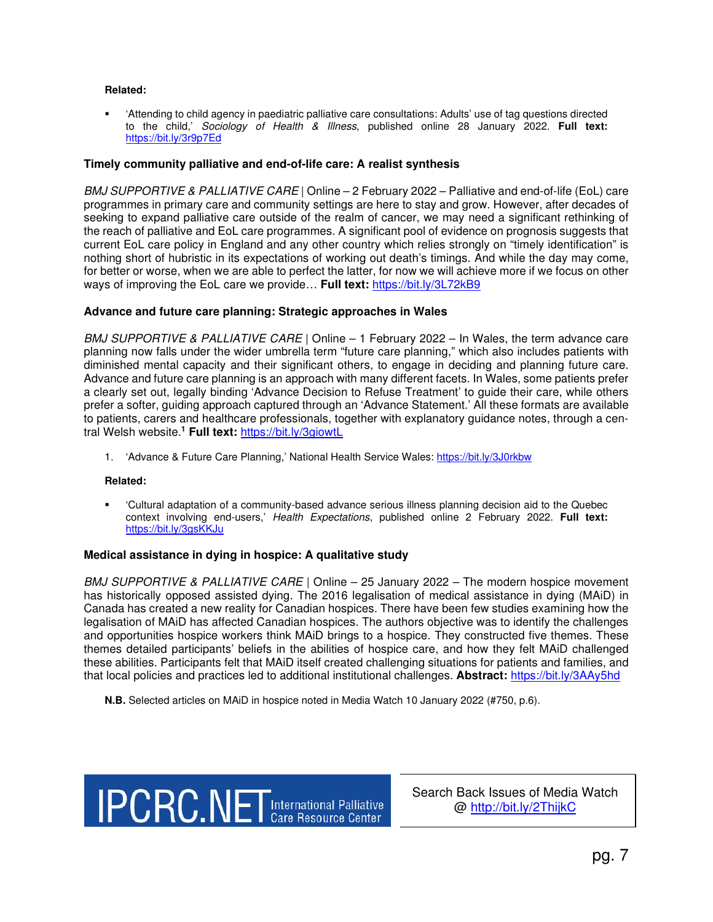**Related:**

- 'Attending to child agency in paediatric palliative care consultations: Adults' use of tag questions directed to the child,' *Sociology of Health & Illness*, published online 28 January 2022. **Full text:** https://bit.ly/3r9p7Ed

### Timely community palliative and end-of-life care: A realist synthesis

*BMJ SUPPORTIVE & PALLIATIVE CARE* | Online – 2 February 2022 – Palliative and end-of-life (EoL) care programmes in primary care and community settings are here to stay and grow. However, after decades of seeking to expand palliative care outside of the realm of cancer, we may need a significant rethinking of the reach of palliative and EoL care programmes. A significant pool of evidence on prognosis suggests that current EoL care policy in England and any other country which relies strongly on "timely identification" is nothing short of hubristic in its expectations of working out death's timings. And while the day may come, for better or worse, when we are able to perfect the latter, for now we will achieve more if we focus on other ways of improving the EoL care we provide… **Full text:** https://bit.ly/3L72kB9

### Advance and future care planning: Strategic approaches in Wales

*BMJ SUPPORTIVE & PALLIATIVE CARE* | Online – 1 February 2022 – In Wales, the term advance care planning now falls under the wider umbrella term "future care planning," which also includes patients with diminished mental capacity and their significant others, to engage in deciding and planning future care. Advance and future care planning is an approach with many different facets. In Wales, some patients prefer a clearly set out, legally binding 'Advance Decision to Refuse Treatment' to guide their care, while others prefer a softer, guiding approach captured through an 'Advance Statement.' All these formats are available to patients, carers and healthcare professionals, together with explanatory guidance notes, through a central Welsh website.[1] **Full text:** https://bit.ly/3giowtL

1. 'Advance & Future Care Planning,' National Health Service Wales: https://bit.ly/3J0rkbw

**Related:**

- 'Cultural adaptation of a community-based advance serious illness planning decision aid to the Quebec context involving end-users,' *Health Expectations*, published online 2 February 2022. **Full text:** https://bit.ly/3gsKKJu

### Medical assistance in dying in hospice: A qualitative study

*BMJ SUPPORTIVE & PALLIATIVE CARE* | Online – 25 January 2022 – The modern hospice movement has historically opposed assisted dying. The 2016 legalisation of medical assistance in dying (MAiD) in Canada has created a new reality for Canadian hospices. There have been few studies examining how the legalisation of MAiD has affected Canadian hospices. The authors objective was to identify the challenges and opportunities hospice workers think MAiD brings to a hospice. They constructed five themes. These themes detailed participants' beliefs in the abilities of hospice care, and how they felt MAiD challenged these abilities. Participants felt that MAiD itself created challenging situations for patients and families, and that local policies and practices led to additional institutional challenges. **Abstract:** https://bit.ly/3AAy5hd

**N.B.** Selected articles on MAiD in hospice noted in Media Watch 10 January 2022 (#750, p.6).

IPCRC.NET International Palliative Care Resource Center

Search Back Issues of Media Watch @ http://bit.ly/2ThijkC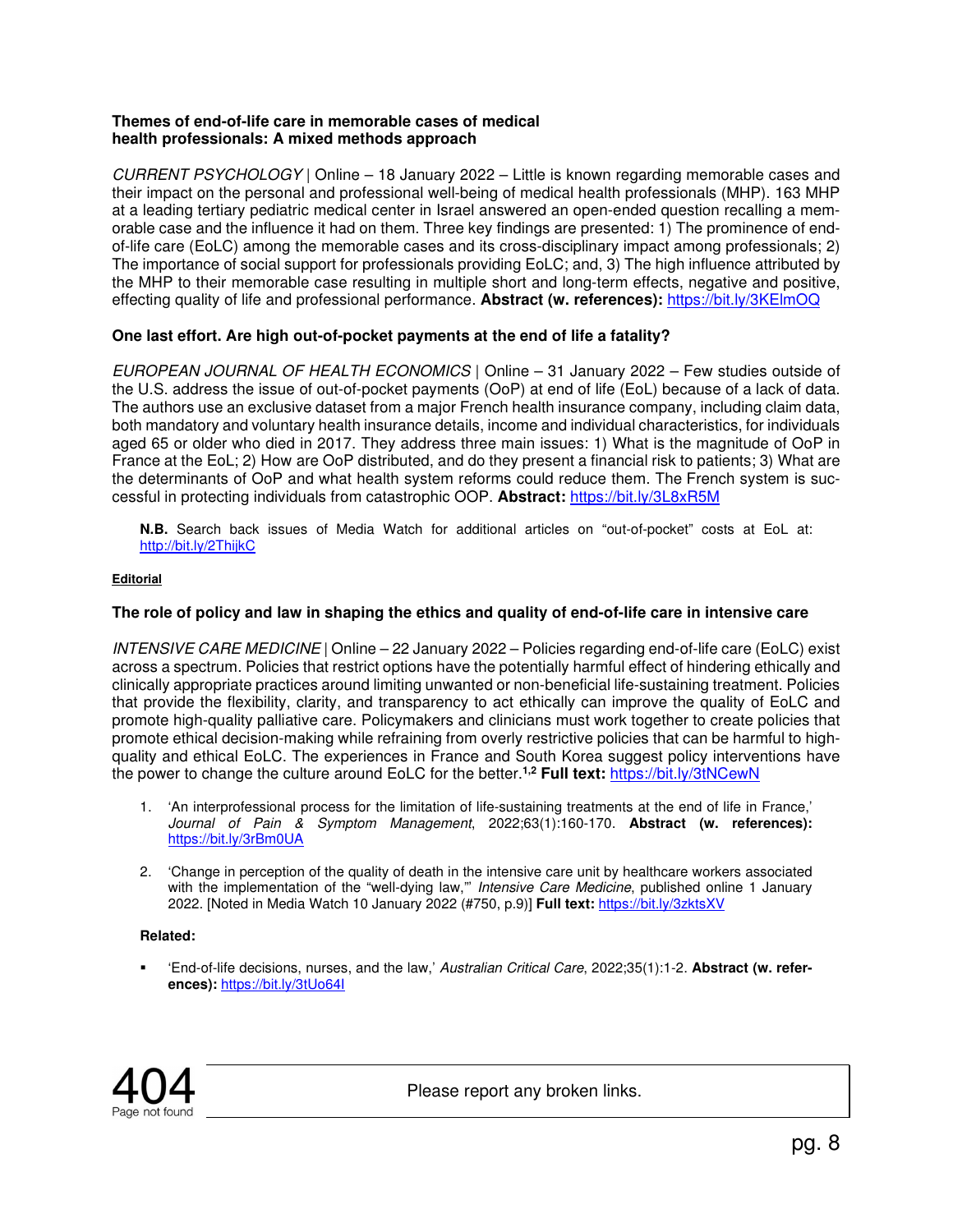**Themes of end-of-life care in memorable cases of medical health professionals: A mixed methods approach**

*CURRENT PSYCHOLOGY* | Online – 18 January 2022 – Little is known regarding memorable cases and their impact on the personal and professional well-being of medical health professionals (MHP). 163 MHP at a leading tertiary pediatric medical center in Israel answered an open-ended question recalling a memorable case and the influence it had on them. Three key findings are presented: 1) The prominence of end-of-life care (EoLC) among the memorable cases and its cross-disciplinary impact among professionals; 2) The importance of social support for professionals providing EoLC; and, 3) The high influence attributed by the MHP to their memorable case resulting in multiple short and long-term effects, negative and positive, effecting quality of life and professional performance. **Abstract (w. references):** https://bit.ly/3KElmOQ

**One last effort. Are high out-of-pocket payments at the end of life a fatality?**

*EUROPEAN JOURNAL OF HEALTH ECONOMICS* | Online – 31 January 2022 – Few studies outside of the U.S. address the issue of out-of-pocket payments (OoP) at end of life (EoL) because of a lack of data. The authors use an exclusive dataset from a major French health insurance company, including claim data, both mandatory and voluntary health insurance details, income and individual characteristics, for individuals aged 65 or older who died in 2017. They address three main issues: 1) What is the magnitude of OoP in France at the EoL; 2) How are OoP distributed, and do they present a financial risk to patients; 3) What are the determinants of OoP and what health system reforms could reduce them. The French system is successful in protecting individuals from catastrophic OOP. **Abstract:** https://bit.ly/3L8xR5M

**N.B.** Search back issues of Media Watch for additional articles on "out-of-pocket" costs at EoL at: http://bit.ly/2ThijkC

**Editorial**

**The role of policy and law in shaping the ethics and quality of end-of-life care in intensive care**

*INTENSIVE CARE MEDICINE* | Online – 22 January 2022 – Policies regarding end-of-life care (EoLC) exist across a spectrum. Policies that restrict options have the potentially harmful effect of hindering ethically and clinically appropriate practices around limiting unwanted or non-beneficial life-sustaining treatment. Policies that provide the flexibility, clarity, and transparency to act ethically can improve the quality of EoLC and promote high-quality palliative care. Policymakers and clinicians must work together to create policies that promote ethical decision-making while refraining from overly restrictive policies that can be harmful to high-quality and ethical EoLC. The experiences in France and South Korea suggest policy interventions have the power to change the culture around EoLC for the better.[1,2] **Full text:** https://bit.ly/3tNCewN

1. 'An interprofessional process for the limitation of life-sustaining treatments at the end of life in France,' *Journal of Pain & Symptom Management*, 2022;63(1):160-170. **Abstract (w. references):** https://bit.ly/3rBm0UA

2. 'Change in perception of the quality of death in the intensive care unit by healthcare workers associated with the implementation of the "well-dying law,"' *Intensive Care Medicine*, published online 1 January 2022. [Noted in Media Watch 10 January 2022 (#750, p.9)] **Full text:** https://bit.ly/3zktsXV

**Related:**

- 'End-of-life decisions, nurses, and the law,' *Australian Critical Care*, 2022;35(1):1-2. **Abstract (w. references):** https://bit.ly/3tUo64I

404 Page not found — Please report any broken links.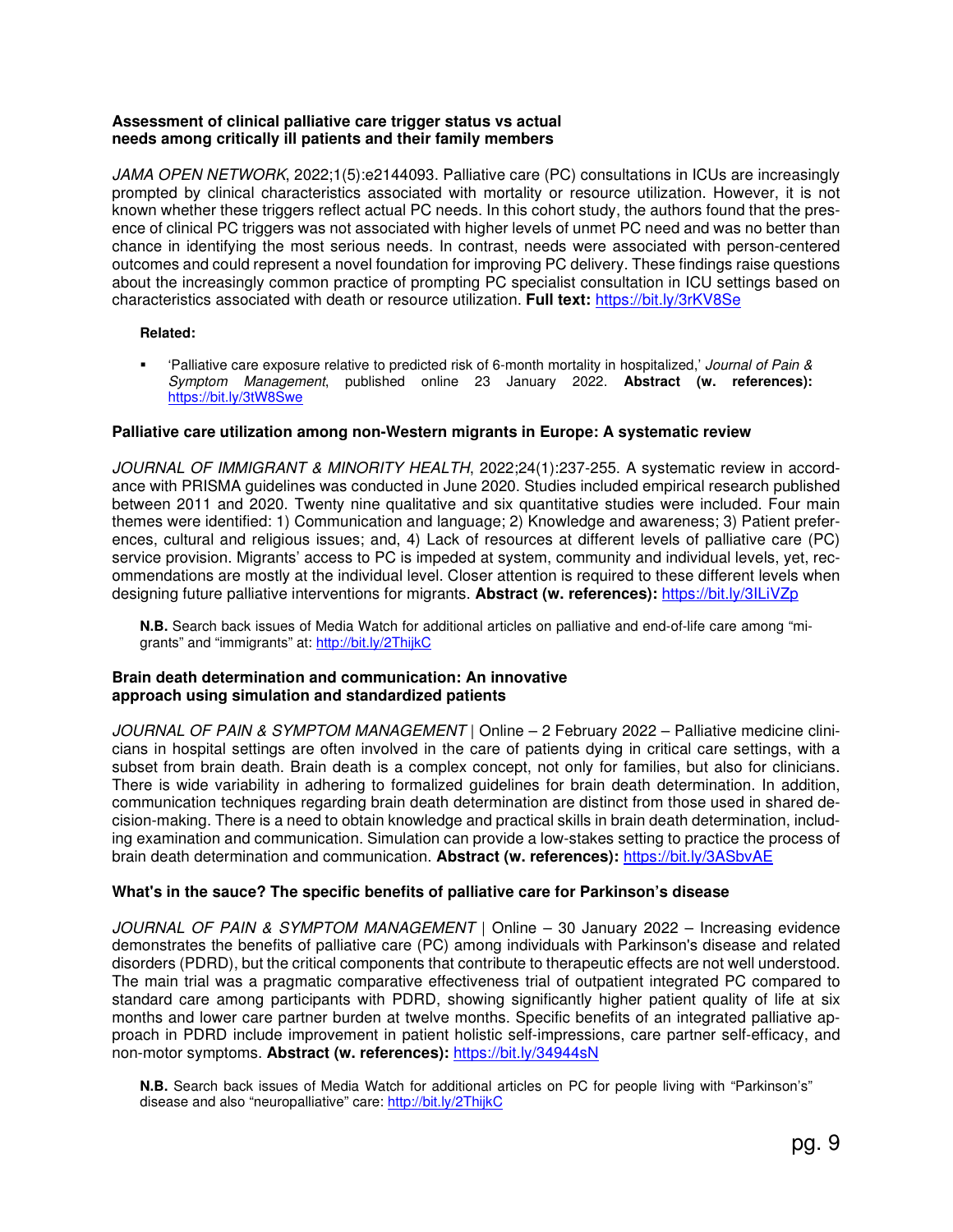**Assessment of clinical palliative care trigger status vs actual needs among critically ill patients and their family members**

*JAMA OPEN NETWORK*, 2022;1(5):e2144093. Palliative care (PC) consultations in ICUs are increasingly prompted by clinical characteristics associated with mortality or resource utilization. However, it is not known whether these triggers reflect actual PC needs. In this cohort study, the authors found that the presence of clinical PC triggers was not associated with higher levels of unmet PC need and was no better than chance in identifying the most serious needs. In contrast, needs were associated with person-centered outcomes and could represent a novel foundation for improving PC delivery. These findings raise questions about the increasingly common practice of prompting PC specialist consultation in ICU settings based on characteristics associated with death or resource utilization. **Full text:** https://bit.ly/3rKV8Se

**Related:**

- 'Palliative care exposure relative to predicted risk of 6-month mortality in hospitalized,' *Journal of Pain & Symptom Management*, published online 23 January 2022. **Abstract (w. references):** https://bit.ly/3tW8Swe

**Palliative care utilization among non-Western migrants in Europe: A systematic review**

*JOURNAL OF IMMIGRANT & MINORITY HEALTH*, 2022;24(1):237-255. A systematic review in accordance with PRISMA guidelines was conducted in June 2020. Studies included empirical research published between 2011 and 2020. Twenty nine qualitative and six quantitative studies were included. Four main themes were identified: 1) Communication and language; 2) Knowledge and awareness; 3) Patient preferences, cultural and religious issues; and, 4) Lack of resources at different levels of palliative care (PC) service provision. Migrants' access to PC is impeded at system, community and individual levels, yet, recommendations are mostly at the individual level. Closer attention is required to these different levels when designing future palliative interventions for migrants. **Abstract (w. references):** https://bit.ly/3ILiVZp

**N.B.** Search back issues of Media Watch for additional articles on palliative and end-of-life care among "migrants" and "immigrants" at: http://bit.ly/2ThijkC

**Brain death determination and communication: An innovative approach using simulation and standardized patients**

*JOURNAL OF PAIN & SYMPTOM MANAGEMENT* | Online – 2 February 2022 – Palliative medicine clinicians in hospital settings are often involved in the care of patients dying in critical care settings, with a subset from brain death. Brain death is a complex concept, not only for families, but also for clinicians. There is wide variability in adhering to formalized guidelines for brain death determination. In addition, communication techniques regarding brain death determination are distinct from those used in shared decision-making. There is a need to obtain knowledge and practical skills in brain death determination, including examination and communication. Simulation can provide a low-stakes setting to practice the process of brain death determination and communication. **Abstract (w. references):** https://bit.ly/3ASbvAE

**What's in the sauce? The specific benefits of palliative care for Parkinson's disease**

*JOURNAL OF PAIN & SYMPTOM MANAGEMENT* | Online – 30 January 2022 – Increasing evidence demonstrates the benefits of palliative care (PC) among individuals with Parkinson's disease and related disorders (PDRD), but the critical components that contribute to therapeutic effects are not well understood. The main trial was a pragmatic comparative effectiveness trial of outpatient integrated PC compared to standard care among participants with PDRD, showing significantly higher patient quality of life at six months and lower care partner burden at twelve months. Specific benefits of an integrated palliative approach in PDRD include improvement in patient holistic self-impressions, care partner self-efficacy, and non-motor symptoms. **Abstract (w. references):** https://bit.ly/34944sN

**N.B.** Search back issues of Media Watch for additional articles on PC for people living with "Parkinson's" disease and also "neuropalliative" care: http://bit.ly/2ThijkC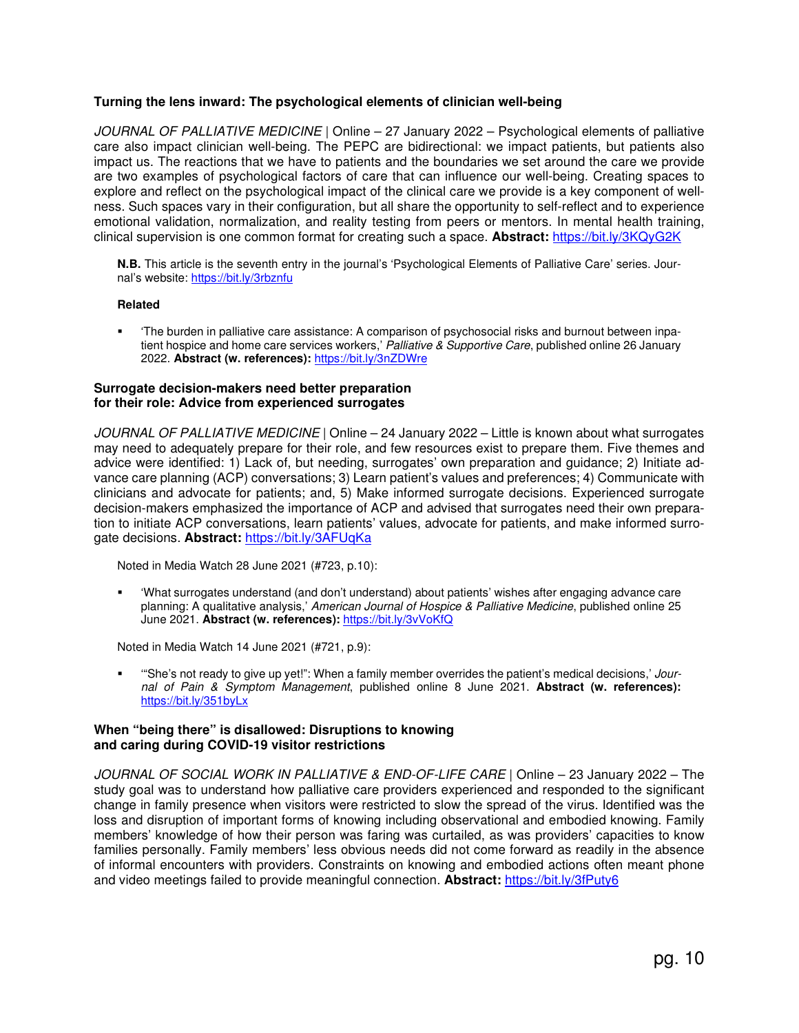### Turning the lens inward: The psychological elements of clinician well-being

*JOURNAL OF PALLIATIVE MEDICINE* | Online – 27 January 2022 – Psychological elements of palliative care also impact clinician well-being. The PEPC are bidirectional: we impact patients, but patients also impact us. The reactions that we have to patients and the boundaries we set around the care we provide are two examples of psychological factors of care that can influence our well-being. Creating spaces to explore and reflect on the psychological impact of the clinical care we provide is a key component of wellness. Such spaces vary in their configuration, but all share the opportunity to self-reflect and to experience emotional validation, normalization, and reality testing from peers or mentors. In mental health training, clinical supervision is one common format for creating such a space. **Abstract:** https://bit.ly/3KQyG2K

> **N.B.** This article is the seventh entry in the journal's 'Psychological Elements of Palliative Care' series. Journal's website: https://bit.ly/3rbznfu
>
> **Related**
>
> - 'The burden in palliative care assistance: A comparison of psychosocial risks and burnout between inpatient hospice and home care services workers,' *Palliative & Supportive Care*, published online 26 January 2022. **Abstract (w. references):** https://bit.ly/3nZDWre

### Surrogate decision-makers need better preparation for their role: Advice from experienced surrogates

*JOURNAL OF PALLIATIVE MEDICINE* | Online – 24 January 2022 – Little is known about what surrogates may need to adequately prepare for their role, and few resources exist to prepare them. Five themes and advice were identified: 1) Lack of, but needing, surrogates' own preparation and guidance; 2) Initiate advance care planning (ACP) conversations; 3) Learn patient's values and preferences; 4) Communicate with clinicians and advocate for patients; and, 5) Make informed surrogate decisions. Experienced surrogate decision-makers emphasized the importance of ACP and advised that surrogates need their own preparation to initiate ACP conversations, learn patients' values, advocate for patients, and make informed surrogate decisions. **Abstract:** https://bit.ly/3AFUqKa

> Noted in Media Watch 28 June 2021 (#723, p.10):
>
> - 'What surrogates understand (and don't understand) about patients' wishes after engaging advance care planning: A qualitative analysis,' *American Journal of Hospice & Palliative Medicine*, published online 25 June 2021. **Abstract (w. references):** https://bit.ly/3vVoKfQ
>
> Noted in Media Watch 14 June 2021 (#721, p.9):
>
> - '"She's not ready to give up yet!": When a family member overrides the patient's medical decisions,' *Journal of Pain & Symptom Management*, published online 8 June 2021. **Abstract (w. references):** https://bit.ly/351byLx

### When "being there" is disallowed: Disruptions to knowing and caring during COVID-19 visitor restrictions

*JOURNAL OF SOCIAL WORK IN PALLIATIVE & END-OF-LIFE CARE* | Online – 23 January 2022 – The study goal was to understand how palliative care providers experienced and responded to the significant change in family presence when visitors were restricted to slow the spread of the virus. Identified was the loss and disruption of important forms of knowing including observational and embodied knowing. Family members' knowledge of how their person was faring was curtailed, as was providers' capacities to know families personally. Family members' less obvious needs did not come forward as readily in the absence of informal encounters with providers. Constraints on knowing and embodied actions often meant phone and video meetings failed to provide meaningful connection. **Abstract:** https://bit.ly/3fPuty6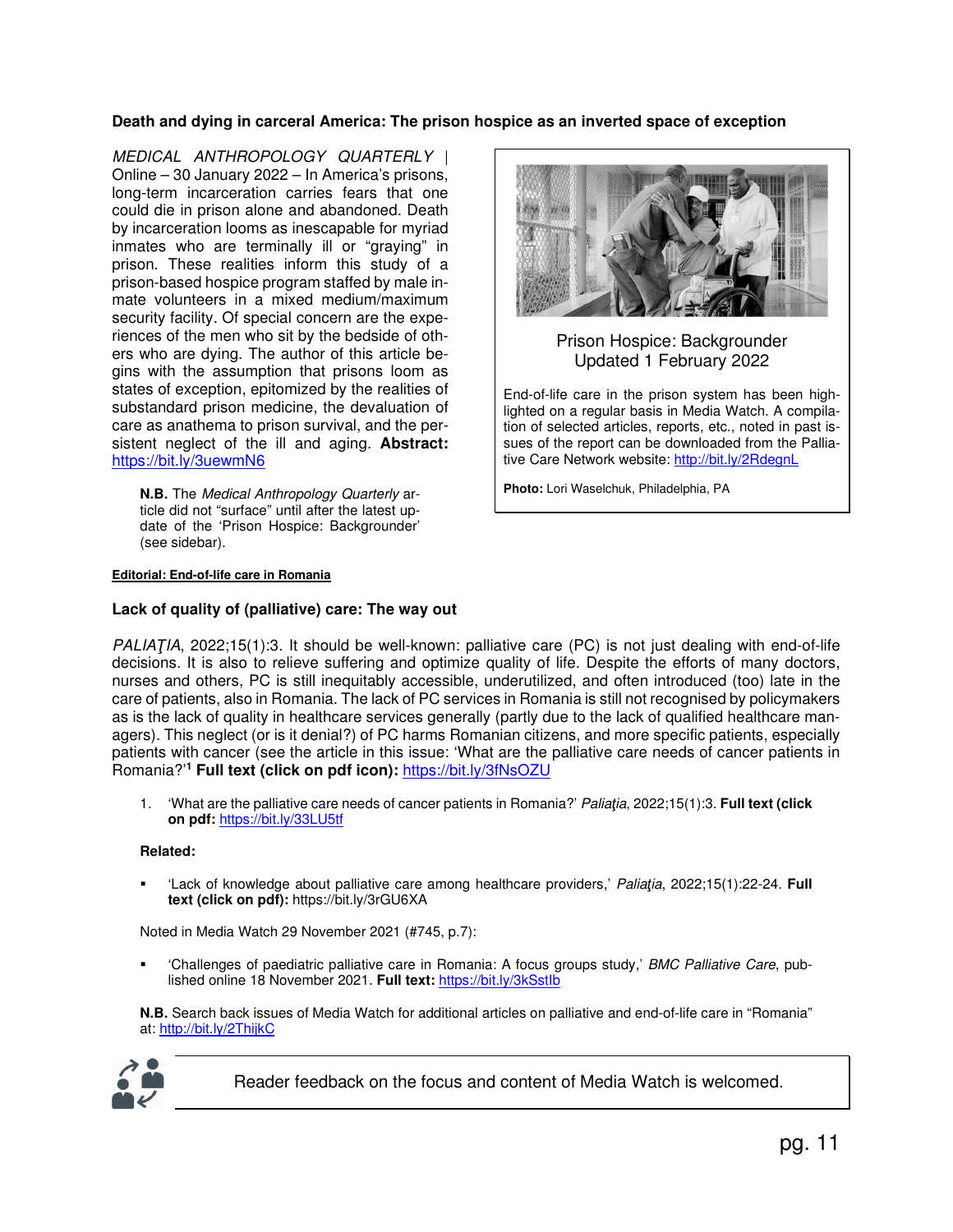**Death and dying in carceral America: The prison hospice as an inverted space of exception**

*MEDICAL ANTHROPOLOGY QUARTERLY* | Online – 30 January 2022 – In America's prisons, long-term incarceration carries fears that one could die in prison alone and abandoned. Death by incarceration looms as inescapable for myriad inmates who are terminally ill or "graying" in prison. These realities inform this study of a prison-based hospice program staffed by male inmate volunteers in a mixed medium/maximum security facility. Of special concern are the experiences of the men who sit by the bedside of others who are dying. The author of this article begins with the assumption that prisons loom as states of exception, epitomized by the realities of substandard prison medicine, the devaluation of care as anathema to prison survival, and the persistent neglect of the ill and aging. **Abstract:** https://bit.ly/3uewmN6

**N.B.** The *Medical Anthropology Quarterly* article did not "surface" until after the latest update of the 'Prison Hospice: Backgrounder' (see sidebar).

Prison Hospice: Backgrounder
Updated 1 February 2022

End-of-life care in the prison system has been highlighted on a regular basis in Media Watch. A compilation of selected articles, reports, etc., noted in past issues of the report can be downloaded from the Palliative Care Network website: http://bit.ly/2RdegnL

**Photo:** Lori Waselchuk, Philadelphia, PA

**Editorial: End-of-life care in Romania**

### Lack of quality of (palliative) care: The way out

*PALIAŢIA*, 2022;15(1):3. It should be well-known: palliative care (PC) is not just dealing with end-of-life decisions. It is also to relieve suffering and optimize quality of life. Despite the efforts of many doctors, nurses and others, PC is still inequitably accessible, underutilized, and often introduced (too) late in the care of patients, also in Romania. The lack of PC services in Romania is still not recognised by policymakers as is the lack of quality in healthcare services generally (partly due to the lack of qualified healthcare managers). This neglect (or is it denial?) of PC harms Romanian citizens, and more specific patients, especially patients with cancer (see the article in this issue: 'What are the palliative care needs of cancer patients in Romania?'[1] **Full text (click on pdf icon):** https://bit.ly/3fNsOZU

1. 'What are the palliative care needs of cancer patients in Romania?' *Paliaţia*, 2022;15(1):3. **Full text (click on pdf:** https://bit.ly/33LU5tf

**Related:**

- 'Lack of knowledge about palliative care among healthcare providers,' *Paliaţia*, 2022;15(1):22-24. **Full text (click on pdf):** https://bit.ly/3rGU6XA

Noted in Media Watch 29 November 2021 (#745, p.7):

- 'Challenges of paediatric palliative care in Romania: A focus groups study,' *BMC Palliative Care*, published online 18 November 2021. **Full text:** https://bit.ly/3kSstIb

**N.B.** Search back issues of Media Watch for additional articles on palliative and end-of-life care in "Romania" at: http://bit.ly/2ThijkC

Reader feedback on the focus and content of Media Watch is welcomed.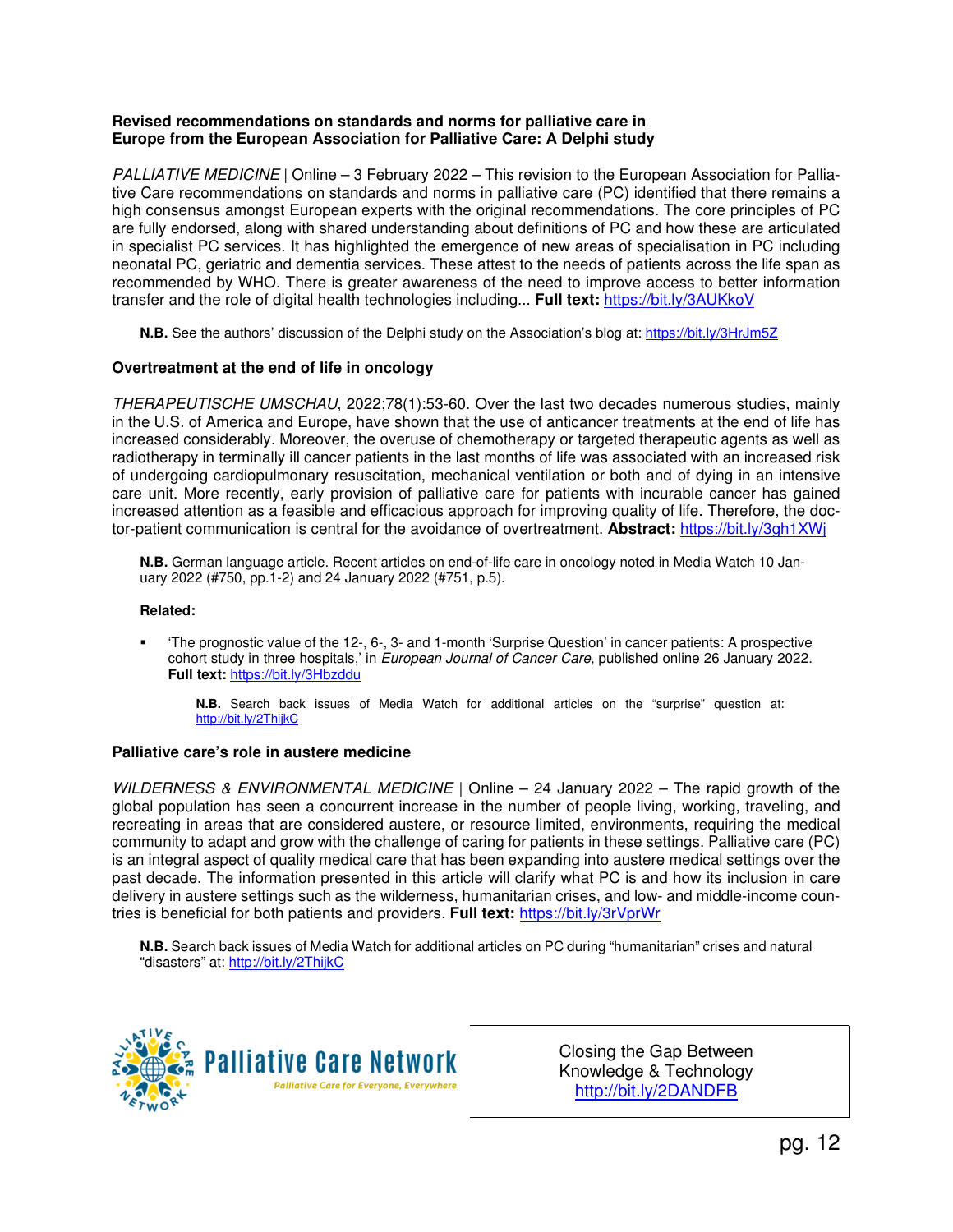**Revised recommendations on standards and norms for palliative care in Europe from the European Association for Palliative Care: A Delphi study**

*PALLIATIVE MEDICINE* | Online – 3 February 2022 – This revision to the European Association for Palliative Care recommendations on standards and norms in palliative care (PC) identified that there remains a high consensus amongst European experts with the original recommendations. The core principles of PC are fully endorsed, along with shared understanding about definitions of PC and how these are articulated in specialist PC services. It has highlighted the emergence of new areas of specialisation in PC including neonatal PC, geriatric and dementia services. These attest to the needs of patients across the life span as recommended by WHO. There is greater awareness of the need to improve access to better information transfer and the role of digital health technologies including... **Full text:** https://bit.ly/3AUKkoV

**N.B.** See the authors' discussion of the Delphi study on the Association's blog at: https://bit.ly/3HrJm5Z

**Overtreatment at the end of life in oncology**

*THERAPEUTISCHE UMSCHAU*, 2022;78(1):53-60. Over the last two decades numerous studies, mainly in the U.S. of America and Europe, have shown that the use of anticancer treatments at the end of life has increased considerably. Moreover, the overuse of chemotherapy or targeted therapeutic agents as well as radiotherapy in terminally ill cancer patients in the last months of life was associated with an increased risk of undergoing cardiopulmonary resuscitation, mechanical ventilation or both and of dying in an intensive care unit. More recently, early provision of palliative care for patients with incurable cancer has gained increased attention as a feasible and efficacious approach for improving quality of life. Therefore, the doctor-patient communication is central for the avoidance of overtreatment. **Abstract:** https://bit.ly/3gh1XWj

**N.B.** German language article. Recent articles on end-of-life care in oncology noted in Media Watch 10 January 2022 (#750, pp.1-2) and 24 January 2022 (#751, p.5).

**Related:**

- 'The prognostic value of the 12-, 6-, 3- and 1-month 'Surprise Question' in cancer patients: A prospective cohort study in three hospitals,' in *European Journal of Cancer Care*, published online 26 January 2022. **Full text:** https://bit.ly/3Hbzddu

  **N.B.** Search back issues of Media Watch for additional articles on the "surprise" question at: http://bit.ly/2ThijkC

**Palliative care's role in austere medicine**

*WILDERNESS & ENVIRONMENTAL MEDICINE* | Online – 24 January 2022 – The rapid growth of the global population has seen a concurrent increase in the number of people living, working, traveling, and recreating in areas that are considered austere, or resource limited, environments, requiring the medical community to adapt and grow with the challenge of caring for patients in these settings. Palliative care (PC) is an integral aspect of quality medical care that has been expanding into austere medical settings over the past decade. The information presented in this article will clarify what PC is and how its inclusion in care delivery in austere settings such as the wilderness, humanitarian crises, and low- and middle-income countries is beneficial for both patients and providers. **Full text:** https://bit.ly/3rVprWr

**N.B.** Search back issues of Media Watch for additional articles on PC during "humanitarian" crises and natural "disasters" at: http://bit.ly/2ThijkC

Palliative Care Network
*Palliative Care for Everyone, Everywhere*

Closing the Gap Between Knowledge & Technology
http://bit.ly/2DANDFB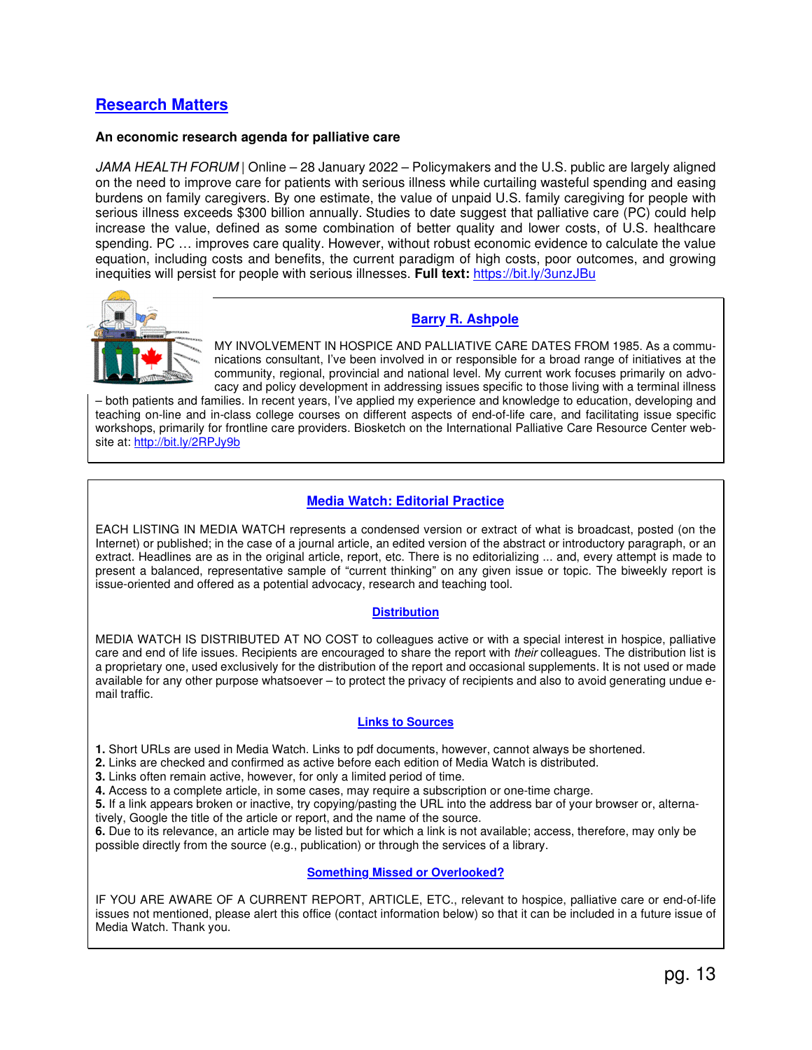## Research Matters

**An economic research agenda for palliative care**

*JAMA HEALTH FORUM* | Online – 28 January 2022 – Policymakers and the U.S. public are largely aligned on the need to improve care for patients with serious illness while curtailing wasteful spending and easing burdens on family caregivers. By one estimate, the value of unpaid U.S. family caregiving for people with serious illness exceeds $300 billion annually. Studies to date suggest that palliative care (PC) could help increase the value, defined as some combination of better quality and lower costs, of U.S. healthcare spending. PC … improves care quality. However, without robust economic evidence to calculate the value equation, including costs and benefits, the current paradigm of high costs, poor outcomes, and growing inequities will persist for people with serious illnesses. **Full text:** https://bit.ly/3unzJBu

### Barry R. Ashpole

MY INVOLVEMENT IN HOSPICE AND PALLIATIVE CARE DATES FROM 1985. As a communications consultant, I've been involved in or responsible for a broad range of initiatives at the community, regional, provincial and national level. My current work focuses primarily on advocacy and policy development in addressing issues specific to those living with a terminal illness – both patients and families. In recent years, I've applied my experience and knowledge to education, developing and teaching on-line and in-class college courses on different aspects of end-of-life care, and facilitating issue specific workshops, primarily for frontline care providers. Biosketch on the International Palliative Care Resource Center website at: http://bit.ly/2RPJy9b

### Media Watch: Editorial Practice

EACH LISTING IN MEDIA WATCH represents a condensed version or extract of what is broadcast, posted (on the Internet) or published; in the case of a journal article, an edited version of the abstract or introductory paragraph, or an extract. Headlines are as in the original article, report, etc. There is no editorializing ... and, every attempt is made to present a balanced, representative sample of "current thinking" on any given issue or topic. The biweekly report is issue-oriented and offered as a potential advocacy, research and teaching tool.

### Distribution

MEDIA WATCH IS DISTRIBUTED AT NO COST to colleagues active or with a special interest in hospice, palliative care and end of life issues. Recipients are encouraged to share the report with *their* colleagues. The distribution list is a proprietary one, used exclusively for the distribution of the report and occasional supplements. It is not used or made available for any other purpose whatsoever – to protect the privacy of recipients and also to avoid generating undue e-mail traffic.

### Links to Sources

**1.** Short URLs are used in Media Watch. Links to pdf documents, however, cannot always be shortened.
**2.** Links are checked and confirmed as active before each edition of Media Watch is distributed.
**3.** Links often remain active, however, for only a limited period of time.
**4.** Access to a complete article, in some cases, may require a subscription or one-time charge.
**5.** If a link appears broken or inactive, try copying/pasting the URL into the address bar of your browser or, alternatively, Google the title of the article or report, and the name of the source.
**6.** Due to its relevance, an article may be listed but for which a link is not available; access, therefore, may only be possible directly from the source (e.g., publication) or through the services of a library.

### Something Missed or Overlooked?

IF YOU ARE AWARE OF A CURRENT REPORT, ARTICLE, ETC., relevant to hospice, palliative care or end-of-life issues not mentioned, please alert this office (contact information below) so that it can be included in a future issue of Media Watch. Thank you.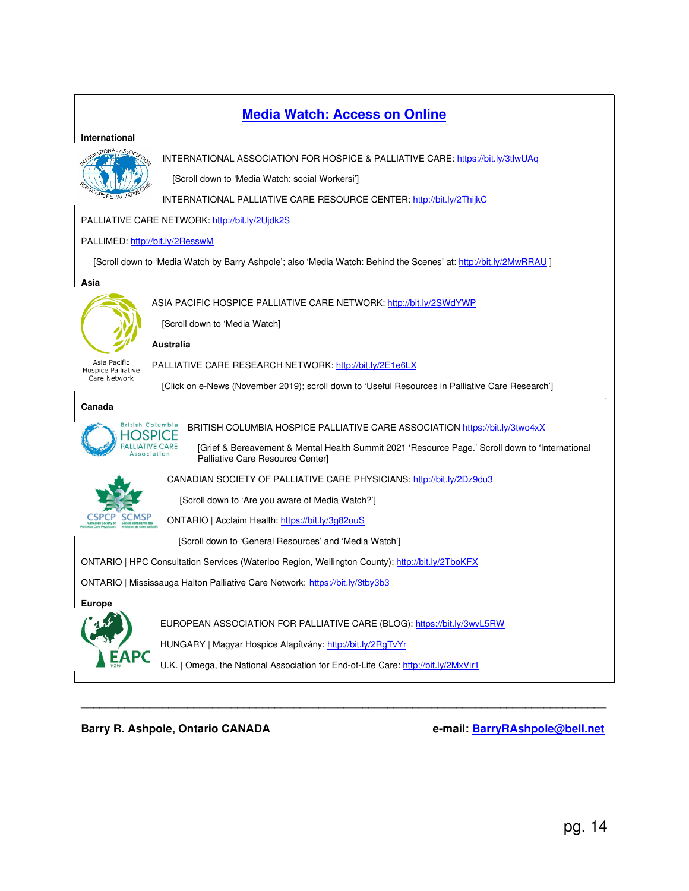## Media Watch: Access on Online

**International**

INTERNATIONAL ASSOCIATION FOR HOSPICE & PALLIATIVE CARE: https://bit.ly/3tlwUAq

[Scroll down to 'Media Watch: social Workersi']

INTERNATIONAL PALLIATIVE CARE RESOURCE CENTER: http://bit.ly/2ThijkC

PALLIATIVE CARE NETWORK: http://bit.ly/2Ujdk2S

PALLIMED: http://bit.ly/2ResswM

[Scroll down to 'Media Watch by Barry Ashpole'; also 'Media Watch: Behind the Scenes' at: http://bit.ly/2MwRRAU ]

**Asia**

ASIA PACIFIC HOSPICE PALLIATIVE CARE NETWORK: http://bit.ly/2SWdYWP

[Scroll down to 'Media Watch]

**Australia**

PALLIATIVE CARE RESEARCH NETWORK: http://bit.ly/2E1e6LX

[Click on e-News (November 2019); scroll down to 'Useful Resources in Palliative Care Research']

**Canada**

BRITISH COLUMBIA HOSPICE PALLIATIVE CARE ASSOCIATION https://bit.ly/3two4xX

[Grief & Bereavement & Mental Health Summit 2021 'Resource Page.' Scroll down to 'International Palliative Care Resource Center]

CANADIAN SOCIETY OF PALLIATIVE CARE PHYSICIANS: http://bit.ly/2Dz9du3

[Scroll down to 'Are you aware of Media Watch?']

ONTARIO | Acclaim Health: https://bit.ly/3g82uuS

[Scroll down to 'General Resources' and 'Media Watch']

ONTARIO | HPC Consultation Services (Waterloo Region, Wellington County): http://bit.ly/2TboKFX

ONTARIO | Mississauga Halton Palliative Care Network: https://bit.ly/3tby3b3

**Europe**

EUROPEAN ASSOCIATION FOR PALLIATIVE CARE (BLOG): https://bit.ly/3wvL5RW

HUNGARY | Magyar Hospice Alapítvány: http://bit.ly/2RgTvYr

U.K. | Omega, the National Association for End-of-Life Care: http://bit.ly/2MxVir1

---

**Barry R. Ashpole, Ontario CANADA** **e-mail: BarryRAshpole@bell.net**